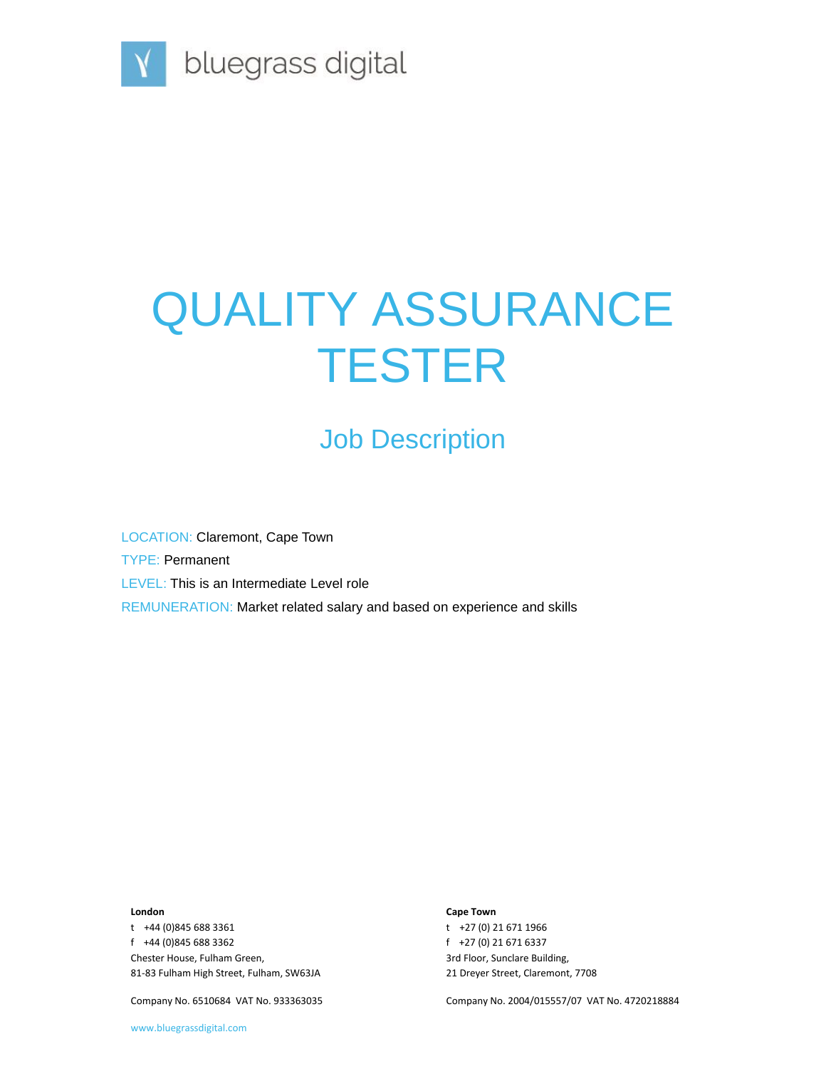bluegrass digital

# QUALITY ASSURANCE TESTER

## Job Description

LOCATION: Claremont, Cape Town

TYPE: Permanent

LEVEL: This is an Intermediate Level role

REMUNERATION: Market related salary and based on experience and skills

**London**

t +44 (0)845 688 3361

f +44 (0)845 688 3362

Chester House, Fulham Green,

81-83 Fulham High Street, Fulham, SW63JA

Company No. 6510684 VAT No. 933363035

**Cape Town**

t +27 (0) 21 671 1966

f +27 (0) 21 671 6337

3rd Floor, Sunclare Building,

21 Dreyer Street, Claremont, 7708

Company No. 2004/015557/07 VAT No. 4720218884

www.bluegrassdigital.com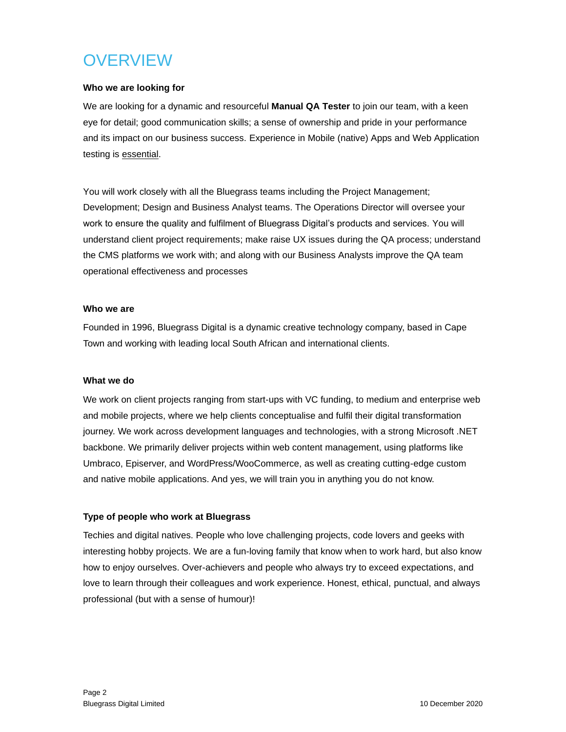# OVERVIEW

**Who we are looking for**

We are looking for a dynamic and resourceful **Manual QA Tester** to join our team, with a keen eye for detail; good communication skills; a sense of ownership and pride in your performance and its impact on our business success. Experience in Mobile (native) Apps and Web Application testing is <u>essential</u>.

You will work closely with all the Bluegrass teams including the Project Management; Development; Design and Business Analyst teams. The Operations Director will oversee your work to ensure the quality and fulfilment of Bluegrass Digital's products and services. You will understand client project requirements; make raise UX issues during the QA process; understand the CMS platforms we work with; and along with our Business Analysts improve the QA team operational effectiveness and processes

**Who we are**

Founded in 1996, Bluegrass Digital is a dynamic creative technology company, based in Cape Town and working with leading local South African and international clients.

**What we do**

We work on client projects ranging from start-ups with VC funding, to medium and enterprise web and mobile projects, where we help clients conceptualise and fulfil their digital transformation journey. We work across development languages and technologies, with a strong Microsoft .NET backbone. We primarily deliver projects within web content management, using platforms like Umbraco, Episerver, and WordPress/WooCommerce, as well as creating cutting-edge custom and native mobile applications. And yes, we will train you in anything you do not know.

**Type of people who work at Bluegrass**

Techies and digital natives. People who love challenging projects, code lovers and geeks with interesting hobby projects. We are a fun-loving family that know when to work hard, but also know how to enjoy ourselves. Over-achievers and people who always try to exceed expectations, and love to learn through their colleagues and work experience. Honest, ethical, punctual, and always professional (but with a sense of humour)!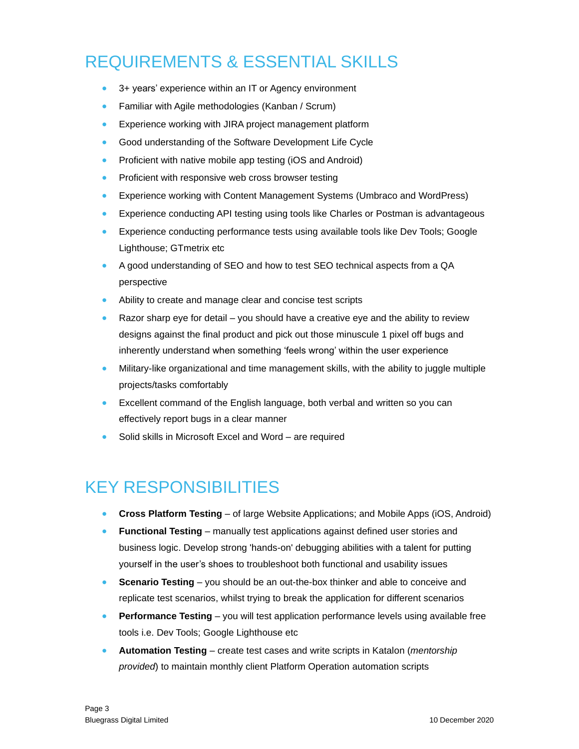## REQUIREMENTS & ESSENTIAL SKILLS

- 3+ years' experience within an IT or Agency environment
- Familiar with Agile methodologies (Kanban / Scrum)
- Experience working with JIRA project management platform
- Good understanding of the Software Development Life Cycle
- Proficient with native mobile app testing (iOS and Android)
- Proficient with responsive web cross browser testing
- Experience working with Content Management Systems (Umbraco and WordPress)
- Experience conducting API testing using tools like Charles or Postman is advantageous
- Experience conducting performance tests using available tools like Dev Tools; Google Lighthouse; GTmetrix etc
- A good understanding of SEO and how to test SEO technical aspects from a QA perspective
- Ability to create and manage clear and concise test scripts
- Razor sharp eye for detail – you should have a creative eye and the ability to review designs against the final product and pick out those minuscule 1 pixel off bugs and inherently understand when something 'feels wrong' within the user experience
- Military-like organizational and time management skills, with the ability to juggle multiple projects/tasks comfortably
- Excellent command of the English language, both verbal and written so you can effectively report bugs in a clear manner
- Solid skills in Microsoft Excel and Word – are required

## KEY RESPONSIBILITIES

- **Cross Platform Testing** – of large Website Applications; and Mobile Apps (iOS, Android)
- **Functional Testing** – manually test applications against defined user stories and business logic. Develop strong 'hands-on' debugging abilities with a talent for putting yourself in the user's shoes to troubleshoot both functional and usability issues
- **Scenario Testing** – you should be an out-the-box thinker and able to conceive and replicate test scenarios, whilst trying to break the application for different scenarios
- **Performance Testing** – you will test application performance levels using available free tools i.e. Dev Tools; Google Lighthouse etc
- **Automation Testing** – create test cases and write scripts in Katalon (*mentorship provided*) to maintain monthly client Platform Operation automation scripts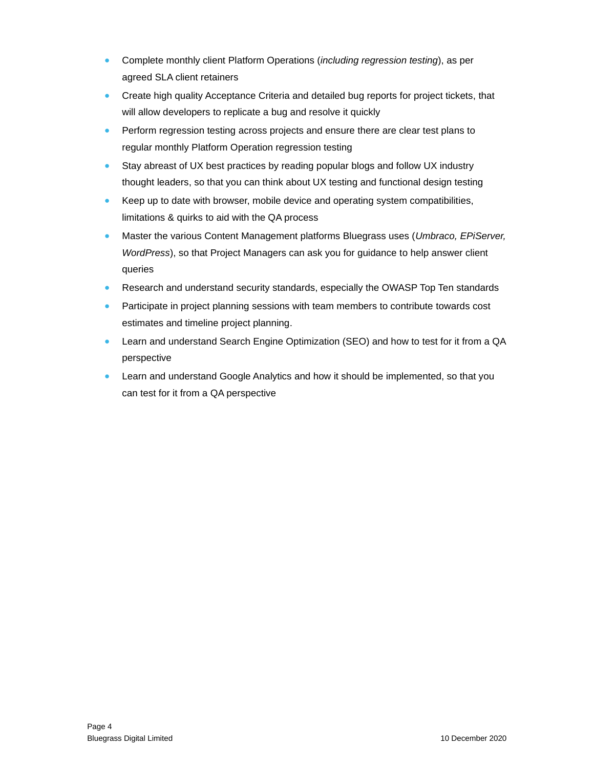- Complete monthly client Platform Operations (*including regression testing*), as per agreed SLA client retainers
- Create high quality Acceptance Criteria and detailed bug reports for project tickets, that will allow developers to replicate a bug and resolve it quickly
- Perform regression testing across projects and ensure there are clear test plans to regular monthly Platform Operation regression testing
- Stay abreast of UX best practices by reading popular blogs and follow UX industry thought leaders, so that you can think about UX testing and functional design testing
- Keep up to date with browser, mobile device and operating system compatibilities, limitations & quirks to aid with the QA process
- Master the various Content Management platforms Bluegrass uses (*Umbraco, EPiServer, WordPress*), so that Project Managers can ask you for guidance to help answer client queries
- Research and understand security standards, especially the OWASP Top Ten standards
- Participate in project planning sessions with team members to contribute towards cost estimates and timeline project planning.
- Learn and understand Search Engine Optimization (SEO) and how to test for it from a QA perspective
- Learn and understand Google Analytics and how it should be implemented, so that you can test for it from a QA perspective